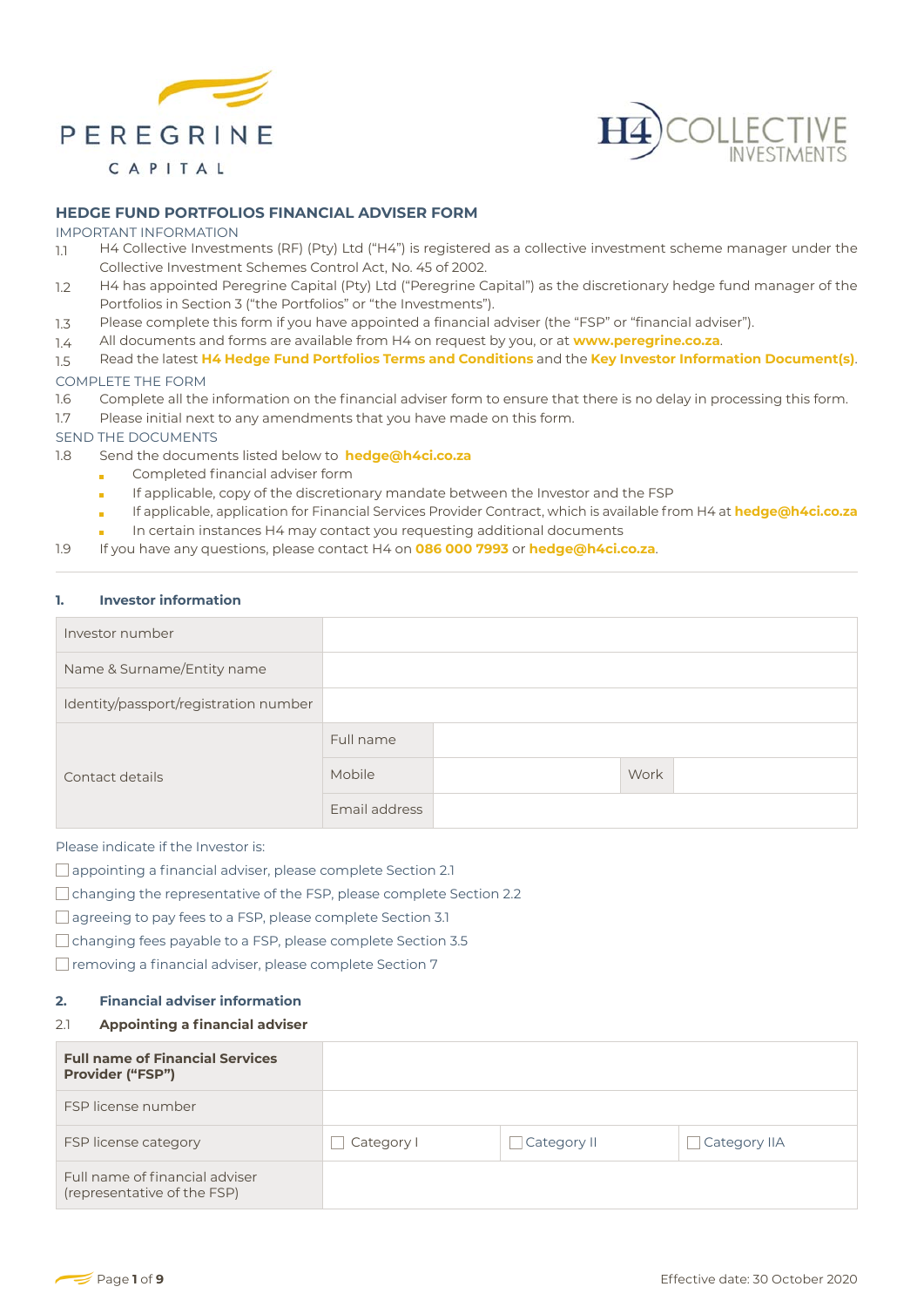# HEDGE FUND PORTFOLIOS FINANCIAL ADVISER FORM

IMPORTANT INFORMATION

1.1 H4 Collective Investments (RF) (Pty) Ltd ("H4") is registered as a collective investment scheme manager under the Collective Investment Schemes Control Act, No. 45 of 2002.

1.2 H4 has appointed Peregrine Capital (Pty) Ltd ("Peregrine Capital") as the discretionary hedge fund manager of the Portfolios in Section 3 ("the Portfolios" or "the Investments").

1.3 Please complete this form if you have appointed a financial adviser (the "FSP" or "financial adviser").

1.4 All documents and forms are available from H4 on request by you, or at **www.peregrine.co.za**.

1.5 Read the latest **H4 Hedge Fund Portfolios Terms and Conditions** and the **Key Investor Information Document(s)**.

COMPLETE THE FORM

1.6 Complete all the information on the financial adviser form to ensure that there is no delay in processing this form.

1.7 Please initial next to any amendments that you have made on this form.

SEND THE DOCUMENTS

1.8 Send the documents listed below to **hedge@h4ci.co.za**

- Completed financial adviser form
- If applicable, copy of the discretionary mandate between the Investor and the FSP
- If applicable, application for Financial Services Provider Contract, which is available from H4 at **hedge@h4ci.co.za**
- In certain instances H4 may contact you requesting additional documents

1.9 If you have any questions, please contact H4 on **086 000 7993** or **hedge@h4ci.co.za**.

---

### 1. Investor information

| Investor number | | | | |
|---|---|---|---|---|
| Name & Surname/Entity name | | | | |
| Identity/passport/registration number | | | | |
| Contact details | Full name | | | |
| | Mobile | | Work | |
| | Email address | | | |

Please indicate if the Investor is:

☐ appointing a financial adviser, please complete Section 2.1

☐ changing the representative of the FSP, please complete Section 2.2

☐ agreeing to pay fees to a FSP, please complete Section 3.1

☐ changing fees payable to a FSP, please complete Section 3.5

☐ removing a financial adviser, please complete Section 7

### 2. Financial adviser information

#### 2.1 Appointing a financial adviser

| **Full name of Financial Services Provider ("FSP")** | | | |
|---|---|---|---|
| FSP license number | | | |
| FSP license category | ☐ Category I | ☐ Category II | ☐ Category IIA |
| Full name of financial adviser (representative of the FSP) | | | |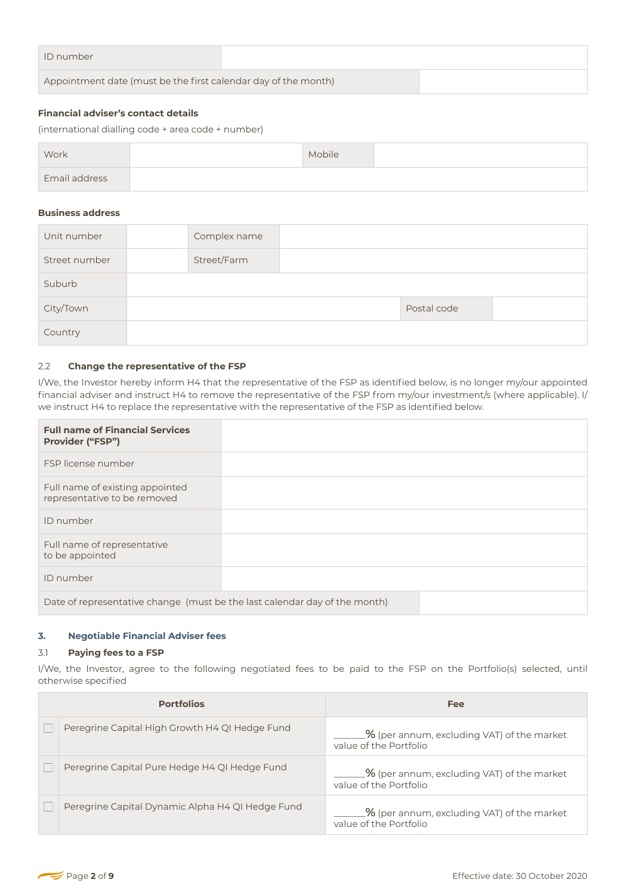| ID number | |
|---|---|
| Appointment date (must be the first calendar day of the month) | |

**Financial adviser's contact details**

(international dialling code + area code + number)

| Work | | Mobile | |
|---|---|---|---|
| Email address | | | |

**Business address**

| Unit number | | Complex name | | |
|---|---|---|---|---|
| Street number | | Street/Farm | | |
| Suburb | | | | |
| City/Town | | | Postal code | |
| Country | | | | |

2.2 **Change the representative of the FSP**

I/We, the Investor hereby inform H4 that the representative of the FSP as identified below, is no longer my/our appointed financial adviser and instruct H4 to remove the representative of the FSP from my/our investment/s (where applicable). I/we instruct H4 to replace the representative with the representative of the FSP as identified below.

| **Full name of Financial Services Provider ("FSP")** | |
|---|---|
| FSP license number | |
| Full name of existing appointed representative to be removed | |
| ID number | |
| Full name of representative to be appointed | |
| ID number | |
| Date of representative change (must be the last calendar day of the month) | |

## 3. Negotiable Financial Adviser fees

3.1 **Paying fees to a FSP**

I/We, the Investor, agree to the following negotiated fees to be paid to the FSP on the Portfolio(s) selected, until otherwise specified

| | Portfolios | Fee |
|---|---|---|
| ☐ | Peregrine Capital High Growth H4 QI Hedge Fund | ______% (per annum, excluding VAT) of the market value of the Portfolio |
| ☐ | Peregrine Capital Pure Hedge H4 QI Hedge Fund | ______% (per annum, excluding VAT) of the market value of the Portfolio |
| ☐ | Peregrine Capital Dynamic Alpha H4 QI Hedge Fund | ______% (per annum, excluding VAT) of the market value of the Portfolio |

Effective date: 30 October 2020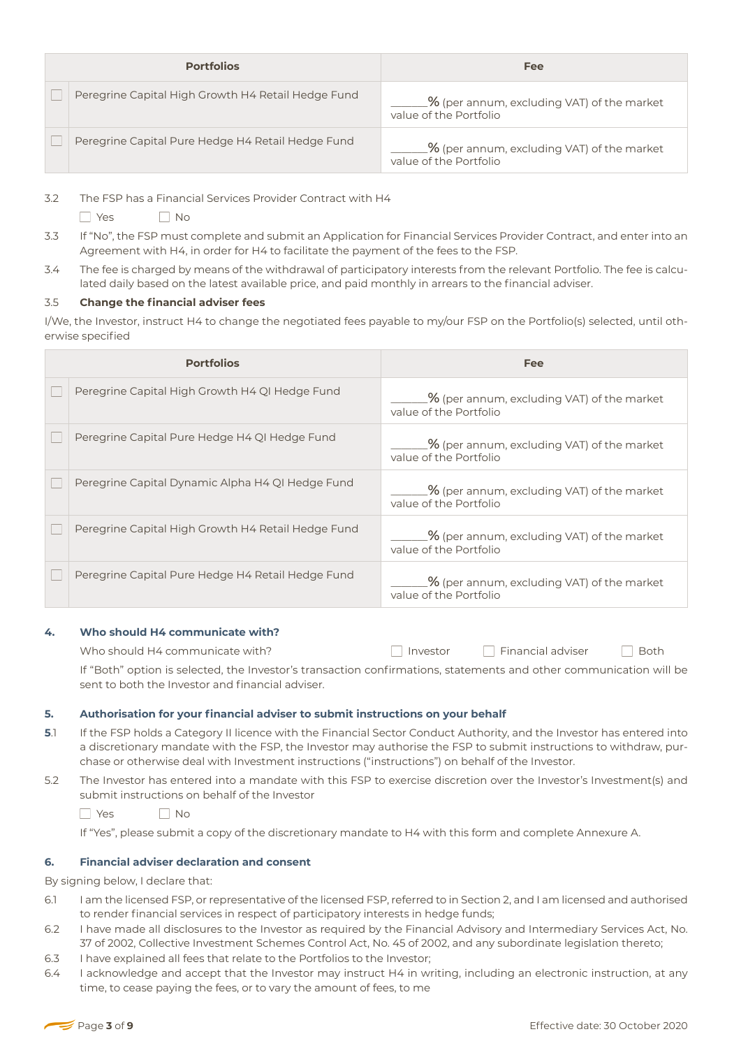| | Portfolios | Fee |
|---|---|---|
| ☐ | Peregrine Capital High Growth H4 Retail Hedge Fund | ______% (per annum, excluding VAT) of the market value of the Portfolio |
| ☐ | Peregrine Capital Pure Hedge H4 Retail Hedge Fund | ______% (per annum, excluding VAT) of the market value of the Portfolio |

3.2 The FSP has a Financial Services Provider Contract with H4

☐ Yes ☐ No

3.3 If "No", the FSP must complete and submit an Application for Financial Services Provider Contract, and enter into an Agreement with H4, in order for H4 to facilitate the payment of the fees to the FSP.

3.4 The fee is charged by means of the withdrawal of participatory interests from the relevant Portfolio. The fee is calculated daily based on the latest available price, and paid monthly in arrears to the financial adviser.

3.5 **Change the financial adviser fees**

I/We, the Investor, instruct H4 to change the negotiated fees payable to my/our FSP on the Portfolio(s) selected, until otherwise specified

| | Portfolios | Fee |
|---|---|---|
| ☐ | Peregrine Capital High Growth H4 QI Hedge Fund | ______% (per annum, excluding VAT) of the market value of the Portfolio |
| ☐ | Peregrine Capital Pure Hedge H4 QI Hedge Fund | ______% (per annum, excluding VAT) of the market value of the Portfolio |
| ☐ | Peregrine Capital Dynamic Alpha H4 QI Hedge Fund | ______% (per annum, excluding VAT) of the market value of the Portfolio |
| ☐ | Peregrine Capital High Growth H4 Retail Hedge Fund | ______% (per annum, excluding VAT) of the market value of the Portfolio |
| ☐ | Peregrine Capital Pure Hedge H4 Retail Hedge Fund | ______% (per annum, excluding VAT) of the market value of the Portfolio |

## 4. Who should H4 communicate with?

Who should H4 communicate with? ☐ Investor ☐ Financial adviser ☐ Both

If "Both" option is selected, the Investor's transaction confirmations, statements and other communication will be sent to both the Investor and financial adviser.

## 5. Authorisation for your financial adviser to submit instructions on your behalf

5.1 If the FSP holds a Category II licence with the Financial Sector Conduct Authority, and the Investor has entered into a discretionary mandate with the FSP, the Investor may authorise the FSP to submit instructions to withdraw, purchase or otherwise deal with Investment instructions ("instructions") on behalf of the Investor.

5.2 The Investor has entered into a mandate with this FSP to exercise discretion over the Investor's Investment(s) and submit instructions on behalf of the Investor

☐ Yes ☐ No

If "Yes", please submit a copy of the discretionary mandate to H4 with this form and complete Annexure A.

## 6. Financial adviser declaration and consent

By signing below, I declare that:

6.1 I am the licensed FSP, or representative of the licensed FSP, referred to in Section 2, and I am licensed and authorised to render financial services in respect of participatory interests in hedge funds;

6.2 I have made all disclosures to the Investor as required by the Financial Advisory and Intermediary Services Act, No. 37 of 2002, Collective Investment Schemes Control Act, No. 45 of 2002, and any subordinate legislation thereto;

6.3 I have explained all fees that relate to the Portfolios to the Investor;

6.4 I acknowledge and accept that the Investor may instruct H4 in writing, including an electronic instruction, at any time, to cease paying the fees, or to vary the amount of fees, to me

Effective date: 30 October 2020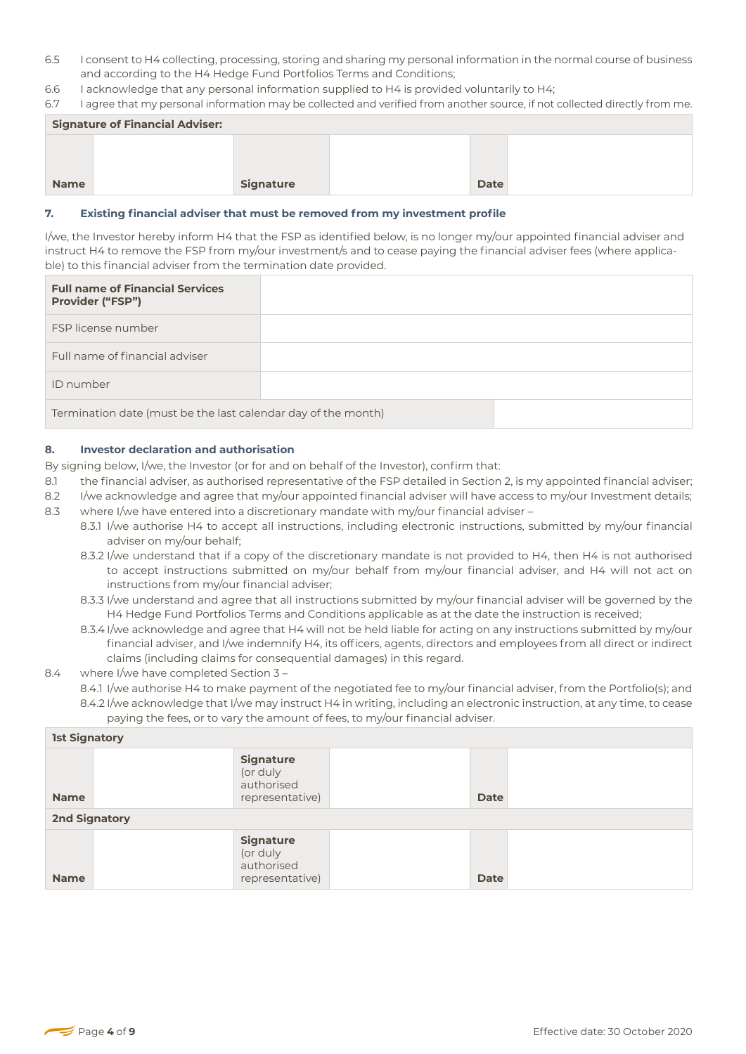6.5 I consent to H4 collecting, processing, storing and sharing my personal information in the normal course of business and according to the H4 Hedge Fund Portfolios Terms and Conditions;

6.6 I acknowledge that any personal information supplied to H4 is provided voluntarily to H4;

6.7 I agree that my personal information may be collected and verified from another source, if not collected directly from me.

| **Signature of Financial Adviser:** | | | | | |
|---|---|---|---|---|---|
| **Name** | | **Signature** | | **Date** | |

## 7. Existing financial adviser that must be removed from my investment profile

I/we, the Investor hereby inform H4 that the FSP as identified below, is no longer my/our appointed financial adviser and instruct H4 to remove the FSP from my/our investment/s and to cease paying the financial adviser fees (where applicable) to this financial adviser from the termination date provided.

| **Full name of Financial Services Provider ("FSP")** | |
|---|---|
| FSP license number | |
| Full name of financial adviser | |
| ID number | |
| Termination date (must be the last calendar day of the month) | |

## 8. Investor declaration and authorisation

By signing below, I/we, the Investor (or for and on behalf of the Investor), confirm that:

8.1 the financial adviser, as authorised representative of the FSP detailed in Section 2, is my appointed financial adviser;

8.2 I/we acknowledge and agree that my/our appointed financial adviser will have access to my/our Investment details;

8.3 where I/we have entered into a discretionary mandate with my/our financial adviser –

8.3.1 I/we authorise H4 to accept all instructions, including electronic instructions, submitted by my/our financial adviser on my/our behalf;

8.3.2 I/we understand that if a copy of the discretionary mandate is not provided to H4, then H4 is not authorised to accept instructions submitted on my/our behalf from my/our financial adviser, and H4 will not act on instructions from my/our financial adviser;

8.3.3 I/we understand and agree that all instructions submitted by my/our financial adviser will be governed by the H4 Hedge Fund Portfolios Terms and Conditions applicable as at the date the instruction is received;

8.3.4 I/we acknowledge and agree that H4 will not be held liable for acting on any instructions submitted by my/our financial adviser, and I/we indemnify H4, its officers, agents, directors and employees from all direct or indirect claims (including claims for consequential damages) in this regard.

8.4 where I/we have completed Section 3 –

8.4.1 I/we authorise H4 to make payment of the negotiated fee to my/our financial adviser, from the Portfolio(s); and

8.4.2 I/we acknowledge that I/we may instruct H4 in writing, including an electronic instruction, at any time, to cease paying the fees, or to vary the amount of fees, to my/our financial adviser.

| **1st Signatory** | | | | | |
|---|---|---|---|---|---|
| **Name** | | **Signature** (or duly authorised representative) | | **Date** | |
| **2nd Signatory** | | | | | |
| **Name** | | **Signature** (or duly authorised representative) | | **Date** | |

Effective date: 30 October 2020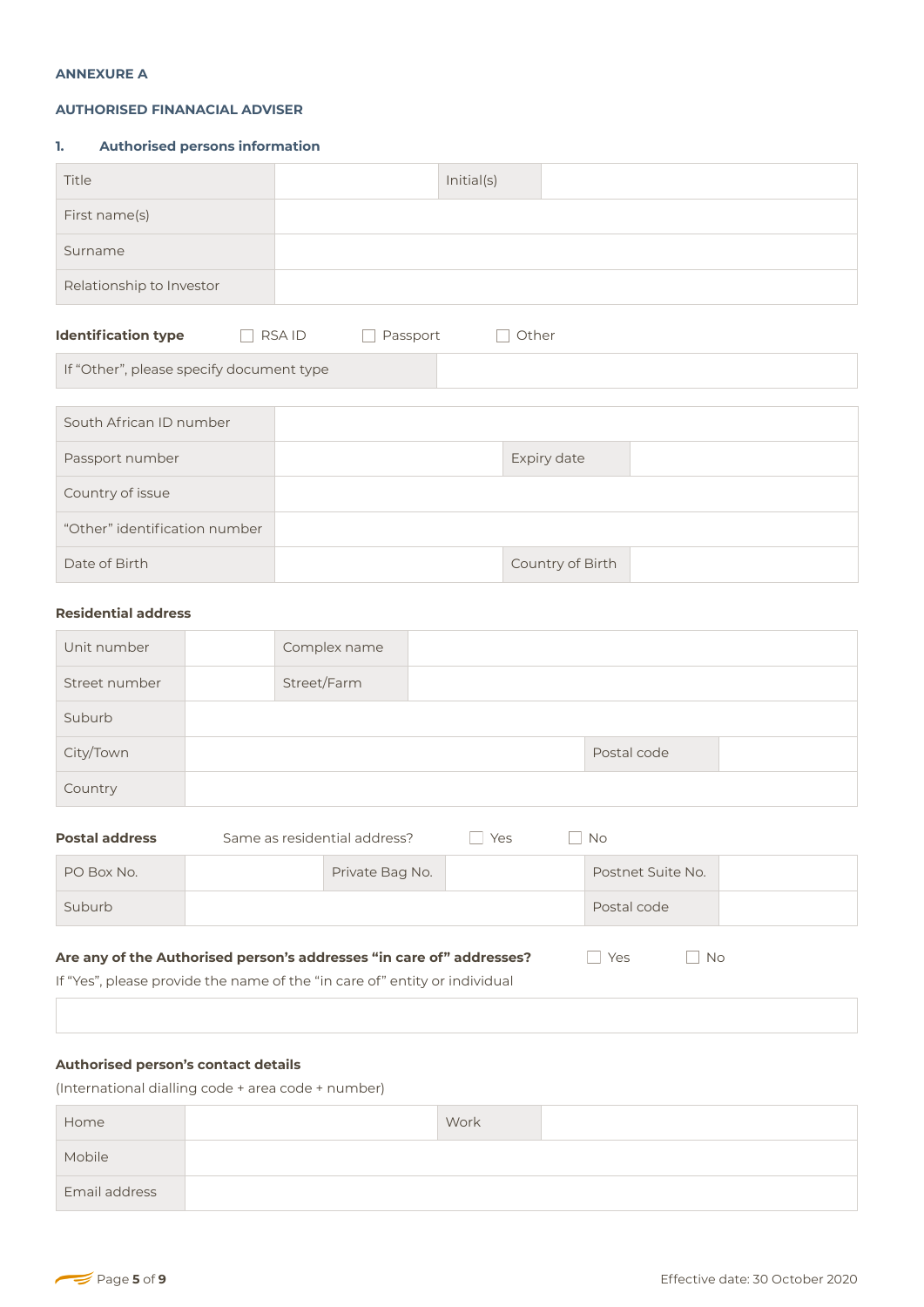**ANNEXURE A**

**AUTHORISED FINANACIAL ADVISER**

### 1. Authorised persons information

| Title | | Initial(s) | |
|---|---|---|---|
| First name(s) | | | |
| Surname | | | |
| Relationship to Investor | | | |

**Identification type** ☐ RSA ID ☐ Passport ☐ Other

| If "Other", please specify document type | |
|---|---|

| South African ID number | | | |
|---|---|---|---|
| Passport number | | Expiry date | |
| Country of issue | | | |
| "Other" identification number | | | |
| Date of Birth | | Country of Birth | |

**Residential address**

| Unit number | | Complex name | | | |
|---|---|---|---|---|---|
| Street number | | Street/Farm | | | |
| Suburb | | | | | |
| City/Town | | | | Postal code | |
| Country | | | | | |

**Postal address** Same as residential address? ☐ Yes ☐ No

| PO Box No. | | Private Bag No. | | Postnet Suite No. | |
|---|---|---|---|---|---|
| Suburb | | | | Postal code | |

**Are any of the Authorised person's addresses "in care of" addresses?** ☐ Yes ☐ No

If "Yes", please provide the name of the "in care of" entity or individual

| |
|---|

**Authorised person's contact details**

(International dialling code + area code + number)

| Home | | Work | |
|---|---|---|---|
| Mobile | | | |
| Email address | | | |

Effective date: 30 October 2020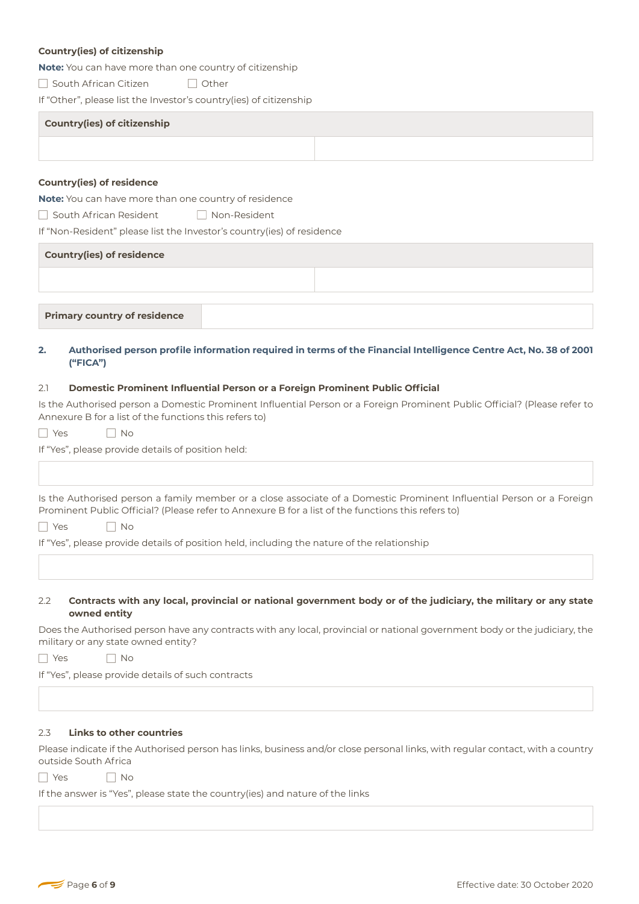**Country(ies) of citizenship**

**Note:** You can have more than one country of citizenship

☐ South African Citizen ☐ Other

If "Other", please list the Investor's country(ies) of citizenship

| Country(ies) of citizenship | |
|---|---|
| | |

**Country(ies) of residence**

**Note:** You can have more than one country of residence

☐ South African Resident ☐ Non-Resident

If "Non-Resident" please list the Investor's country(ies) of residence

| Country(ies) of residence | |
|---|---|
| | |

| Primary country of residence | |
|---|---|

## 2. Authorised person profile information required in terms of the Financial Intelligence Centre Act, No. 38 of 2001 ("FICA")

### 2.1 Domestic Prominent Influential Person or a Foreign Prominent Public Official

Is the Authorised person a Domestic Prominent Influential Person or a Foreign Prominent Public Official? (Please refer to Annexure B for a list of the functions this refers to)

☐ Yes ☐ No

If "Yes", please provide details of position held:

Is the Authorised person a family member or a close associate of a Domestic Prominent Influential Person or a Foreign Prominent Public Official? (Please refer to Annexure B for a list of the functions this refers to)

☐ Yes ☐ No

If "Yes", please provide details of position held, including the nature of the relationship

### 2.2 Contracts with any local, provincial or national government body or of the judiciary, the military or any state owned entity

Does the Authorised person have any contracts with any local, provincial or national government body or the judiciary, the military or any state owned entity?

☐ Yes ☐ No

If "Yes", please provide details of such contracts

### 2.3 Links to other countries

Please indicate if the Authorised person has links, business and/or close personal links, with regular contact, with a country outside South Africa

☐ Yes ☐ No

If the answer is "Yes", please state the country(ies) and nature of the links

Effective date: 30 October 2020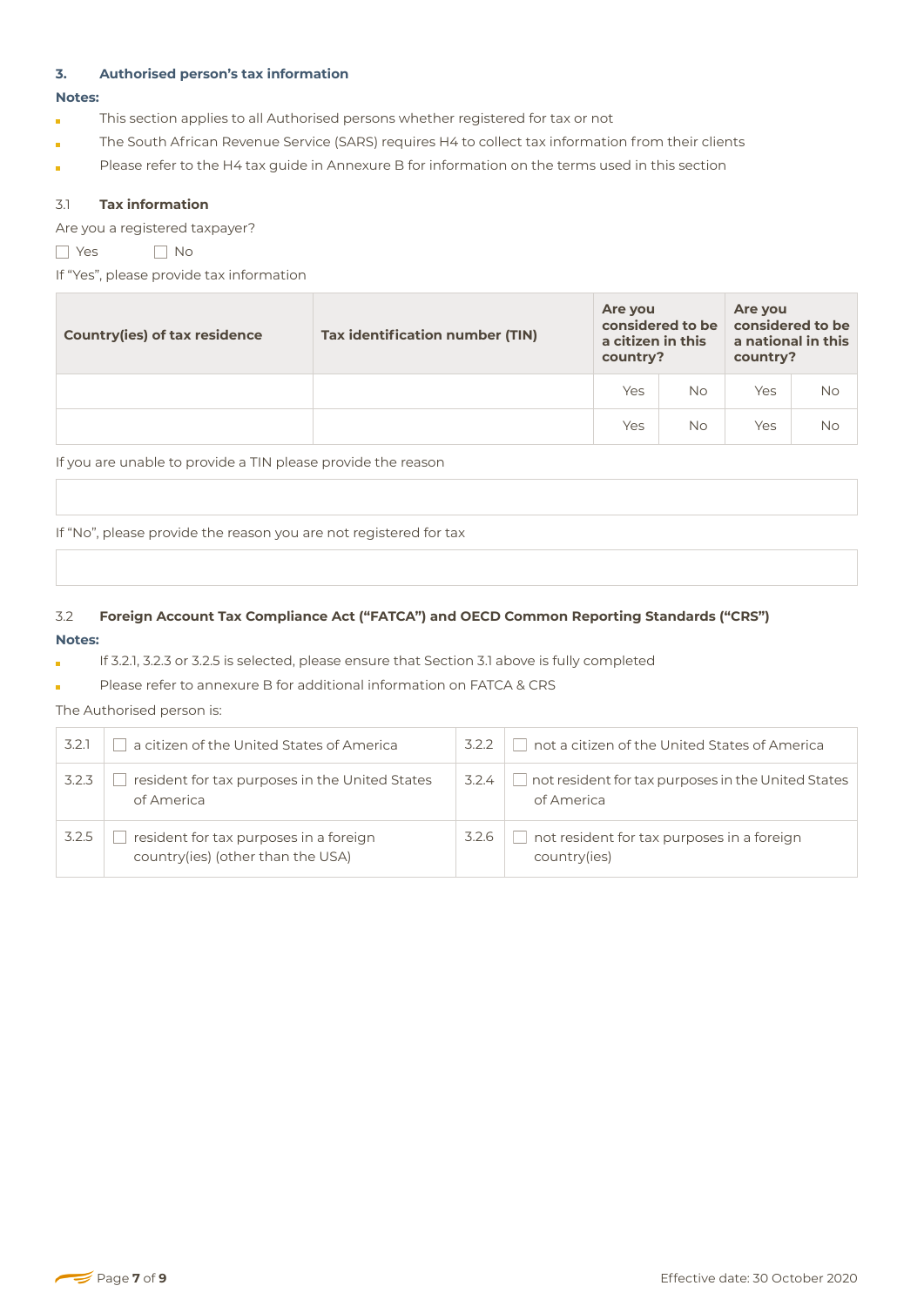### 3. Authorised person's tax information

**Notes:**

- This section applies to all Authorised persons whether registered for tax or not
- The South African Revenue Service (SARS) requires H4 to collect tax information from their clients
- Please refer to the H4 tax guide in Annexure B for information on the terms used in this section

#### 3.1 Tax information

Are you a registered taxpayer?

☐ Yes ☐ No

If "Yes", please provide tax information

| Country(ies) of tax residence | Tax identification number (TIN) | Are you considered to be a citizen in this country? | | Are you considered to be a national in this country? | |
|---|---|---|---|---|---|
| | | Yes | No | Yes | No |
| | | Yes | No | Yes | No |

If you are unable to provide a TIN please provide the reason

| |
|---|
| |

If "No", please provide the reason you are not registered for tax

| |
|---|
| |

#### 3.2 Foreign Account Tax Compliance Act ("FATCA") and OECD Common Reporting Standards ("CRS")

**Notes:**

- If 3.2.1, 3.2.3 or 3.2.5 is selected, please ensure that Section 3.1 above is fully completed
- Please refer to annexure B for additional information on FATCA & CRS

The Authorised person is:

| | | | |
|---|---|---|---|
| 3.2.1 | ☐ a citizen of the United States of America | 3.2.2 | ☐ not a citizen of the United States of America |
| 3.2.3 | ☐ resident for tax purposes in the United States of America | 3.2.4 | ☐ not resident for tax purposes in the United States of America |
| 3.2.5 | ☐ resident for tax purposes in a foreign country(ies) (other than the USA) | 3.2.6 | ☐ not resident for tax purposes in a foreign country(ies) |

Effective date: 30 October 2020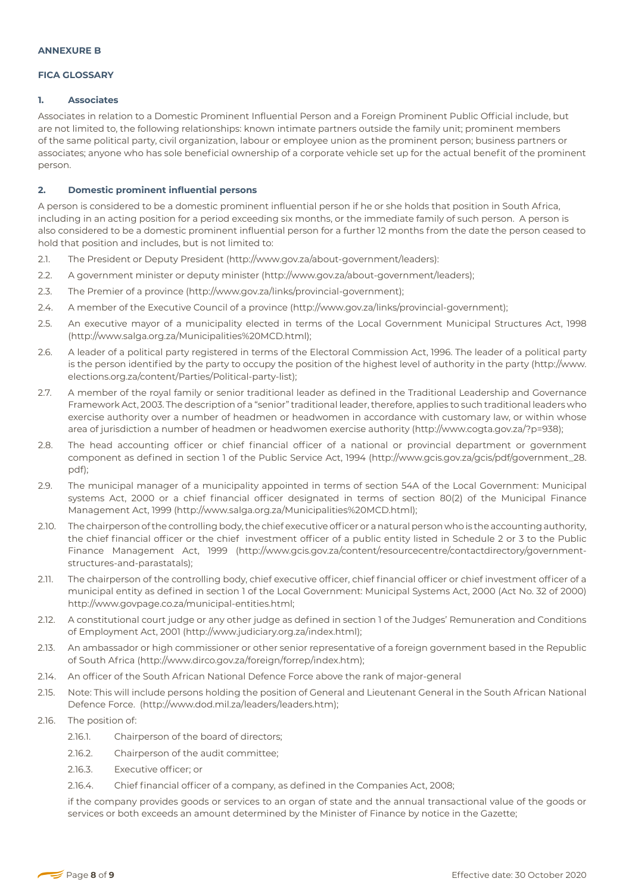**ANNEXURE B**

**FICA GLOSSARY**

### 1. Associates

Associates in relation to a Domestic Prominent Influential Person and a Foreign Prominent Public Official include, but are not limited to, the following relationships: known intimate partners outside the family unit; prominent members of the same political party, civil organization, labour or employee union as the prominent person; business partners or associates; anyone who has sole beneficial ownership of a corporate vehicle set up for the actual benefit of the prominent person.

### 2. Domestic prominent influential persons

A person is considered to be a domestic prominent influential person if he or she holds that position in South Africa, including in an acting position for a period exceeding six months, or the immediate family of such person. A person is also considered to be a domestic prominent influential person for a further 12 months from the date the person ceased to hold that position and includes, but is not limited to:

2.1. The President or Deputy President (http://www.gov.za/about-government/leaders):

2.2. A government minister or deputy minister (http://www.gov.za/about-government/leaders);

2.3. The Premier of a province (http://www.gov.za/links/provincial-government);

2.4. A member of the Executive Council of a province (http://www.gov.za/links/provincial-government);

2.5. An executive mayor of a municipality elected in terms of the Local Government Municipal Structures Act, 1998 (http://www.salga.org.za/Municipalities%20MCD.html);

2.6. A leader of a political party registered in terms of the Electoral Commission Act, 1996. The leader of a political party is the person identified by the party to occupy the position of the highest level of authority in the party (http://www.elections.org.za/content/Parties/Political-party-list);

2.7. A member of the royal family or senior traditional leader as defined in the Traditional Leadership and Governance Framework Act, 2003. The description of a "senior" traditional leader, therefore, applies to such traditional leaders who exercise authority over a number of headmen or headwomen in accordance with customary law, or within whose area of jurisdiction a number of headmen or headwomen exercise authority (http://www.cogta.gov.za/?p=938);

2.8. The head accounting officer or chief financial officer of a national or provincial department or government component as defined in section 1 of the Public Service Act, 1994 (http://www.gcis.gov.za/gcis/pdf/government_28.pdf);

2.9. The municipal manager of a municipality appointed in terms of section 54A of the Local Government: Municipal systems Act, 2000 or a chief financial officer designated in terms of section 80(2) of the Municipal Finance Management Act, 1999 (http://www.salga.org.za/Municipalities%20MCD.html);

2.10. The chairperson of the controlling body, the chief executive officer or a natural person who is the accounting authority, the chief financial officer or the chief investment officer of a public entity listed in Schedule 2 or 3 to the Public Finance Management Act, 1999 (http://www.gcis.gov.za/content/resourcecentre/contactdirectory/government-structures-and-parastatals);

2.11. The chairperson of the controlling body, chief executive officer, chief financial officer or chief investment officer of a municipal entity as defined in section 1 of the Local Government: Municipal Systems Act, 2000 (Act No. 32 of 2000) http://www.govpage.co.za/municipal-entities.html;

2.12. A constitutional court judge or any other judge as defined in section 1 of the Judges' Remuneration and Conditions of Employment Act, 2001 (http://www.judiciary.org.za/index.html);

2.13. An ambassador or high commissioner or other senior representative of a foreign government based in the Republic of South Africa (http://www.dirco.gov.za/foreign/forrep/index.htm);

2.14. An officer of the South African National Defence Force above the rank of major-general

2.15. Note: This will include persons holding the position of General and Lieutenant General in the South African National Defence Force. (http://www.dod.mil.za/leaders/leaders.htm);

2.16. The position of:

- 2.16.1. Chairperson of the board of directors;
- 2.16.2. Chairperson of the audit committee;
- 2.16.3. Executive officer; or
- 2.16.4. Chief financial officer of a company, as defined in the Companies Act, 2008;

if the company provides goods or services to an organ of state and the annual transactional value of the goods or services or both exceeds an amount determined by the Minister of Finance by notice in the Gazette;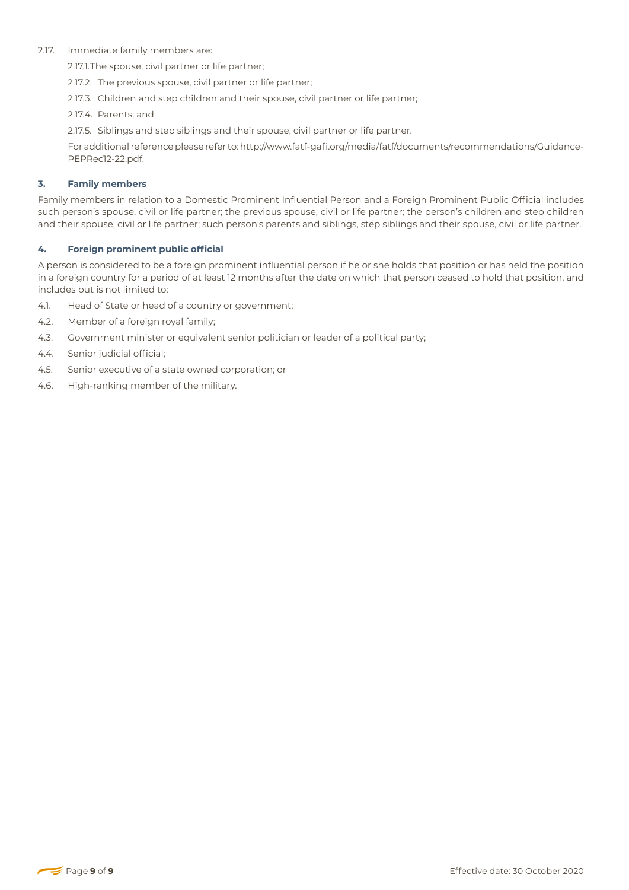2.17. Immediate family members are:

2.17.1. The spouse, civil partner or life partner;

2.17.2. The previous spouse, civil partner or life partner;

2.17.3. Children and step children and their spouse, civil partner or life partner;

2.17.4. Parents; and

2.17.5. Siblings and step siblings and their spouse, civil partner or life partner.

For additional reference please refer to: http://www.fatf-gafi.org/media/fatf/documents/recommendations/Guidance-PEPRec12-22.pdf.

### 3. Family members

Family members in relation to a Domestic Prominent Influential Person and a Foreign Prominent Public Official includes such person's spouse, civil or life partner; the previous spouse, civil or life partner; the person's children and step children and their spouse, civil or life partner; such person's parents and siblings, step siblings and their spouse, civil or life partner.

### 4. Foreign prominent public official

A person is considered to be a foreign prominent influential person if he or she holds that position or has held the position in a foreign country for a period of at least 12 months after the date on which that person ceased to hold that position, and includes but is not limited to:

4.1. Head of State or head of a country or government;

4.2. Member of a foreign royal family;

4.3. Government minister or equivalent senior politician or leader of a political party;

4.4. Senior judicial official;

4.5. Senior executive of a state owned corporation; or

4.6. High-ranking member of the military.